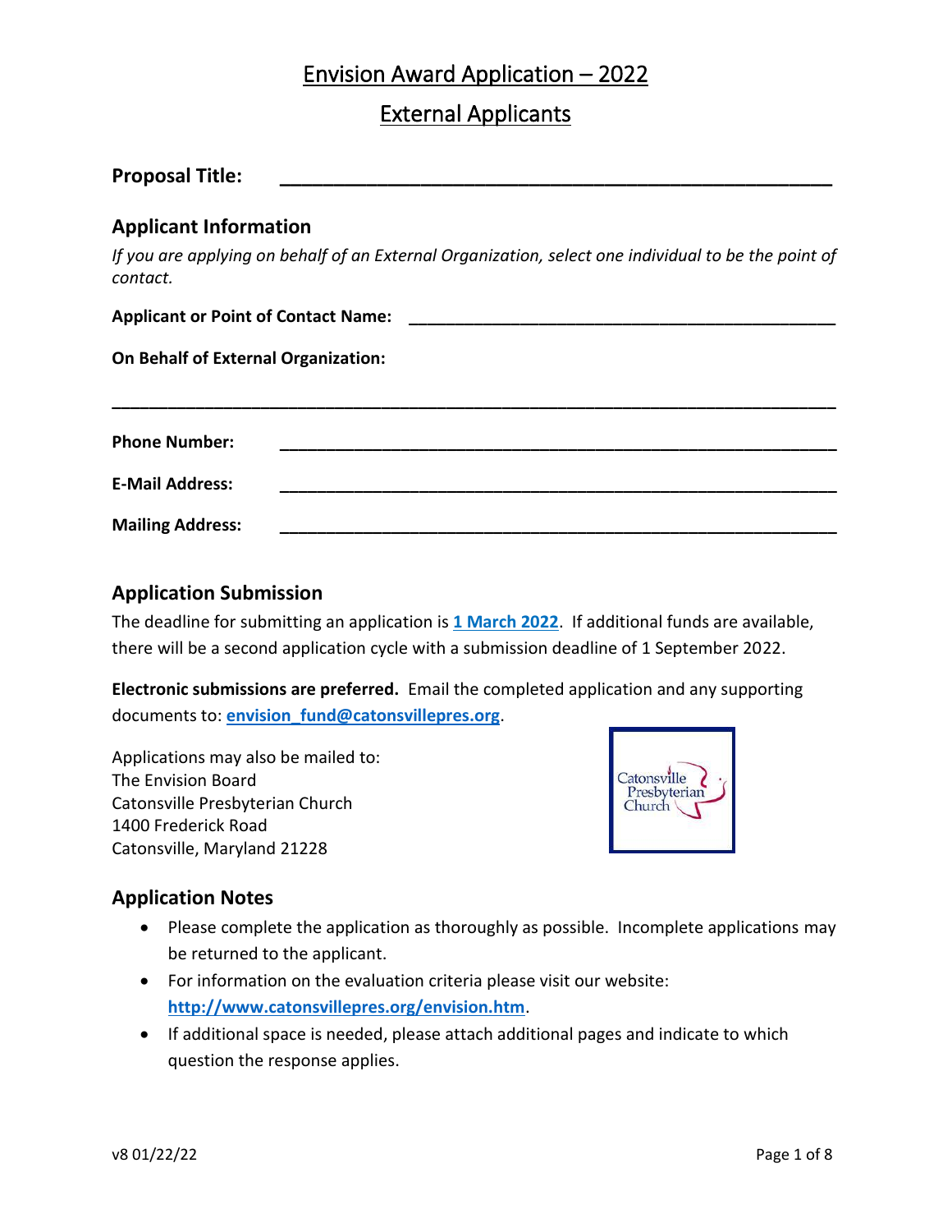# Envision Award Application – 2022

## External Applicants

**Proposal Title:** ______________________________________________

## Applicant Information

*If you are applying on behalf of an External Organization, select one individual to be the point of contact.*

**Applicant or Point of Contact Name:** ______________________________________________

**On Behalf of External Organization:**

______________________________________________________________________

**Phone Number:** ______________________________________________

**E-Mail Address:** ______________________________________________

**Mailing Address:** ______________________________________________

## Application Submission

The deadline for submitting an application is **1 March 2022**. If additional funds are available, there will be a second application cycle with a submission deadline of 1 September 2022.

**Electronic submissions are preferred.** Email the completed application and any supporting documents to: **envision_fund@catonsvillepres.org**.

Applications may also be mailed to:
The Envision Board
Catonsville Presbyterian Church
1400 Frederick Road
Catonsville, Maryland 21228

Catonsville Presbyterian Church

## Application Notes

- Please complete the application as thoroughly as possible. Incomplete applications may be returned to the applicant.
- For information on the evaluation criteria please visit our website: **http://www.catonsvillepres.org/envision.htm**.
- If additional space is needed, please attach additional pages and indicate to which question the response applies.

v8 01/22/22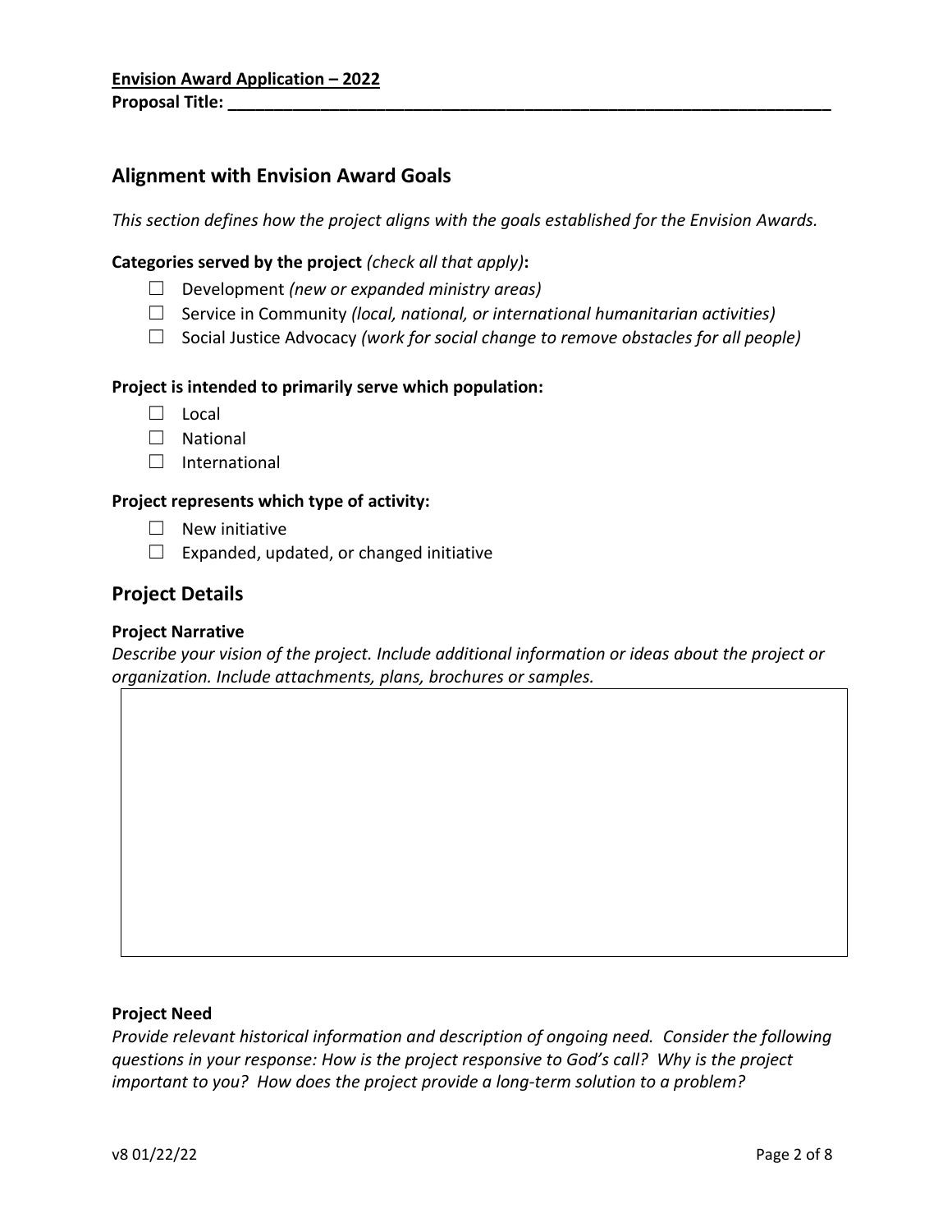**Envision Award Application – 2022**

**Proposal Title: ______________________________________________________________**

## Alignment with Envision Award Goals

*This section defines how the project aligns with the goals established for the Envision Awards.*

**Categories served by the project** *(check all that apply)***:**

- ☐ Development *(new or expanded ministry areas)*
- ☐ Service in Community *(local, national, or international humanitarian activities)*
- ☐ Social Justice Advocacy *(work for social change to remove obstacles for all people)*

**Project is intended to primarily serve which population:**

- ☐ Local
- ☐ National
- ☐ International

**Project represents which type of activity:**

- ☐ New initiative
- ☐ Expanded, updated, or changed initiative

## Project Details

**Project Narrative**

*Describe your vision of the project. Include additional information or ideas about the project or organization. Include attachments, plans, brochures or samples.*

| |
|---|
| |

**Project Need**

*Provide relevant historical information and description of ongoing need. Consider the following questions in your response: How is the project responsive to God's call? Why is the project important to you? How does the project provide a long-term solution to a problem?*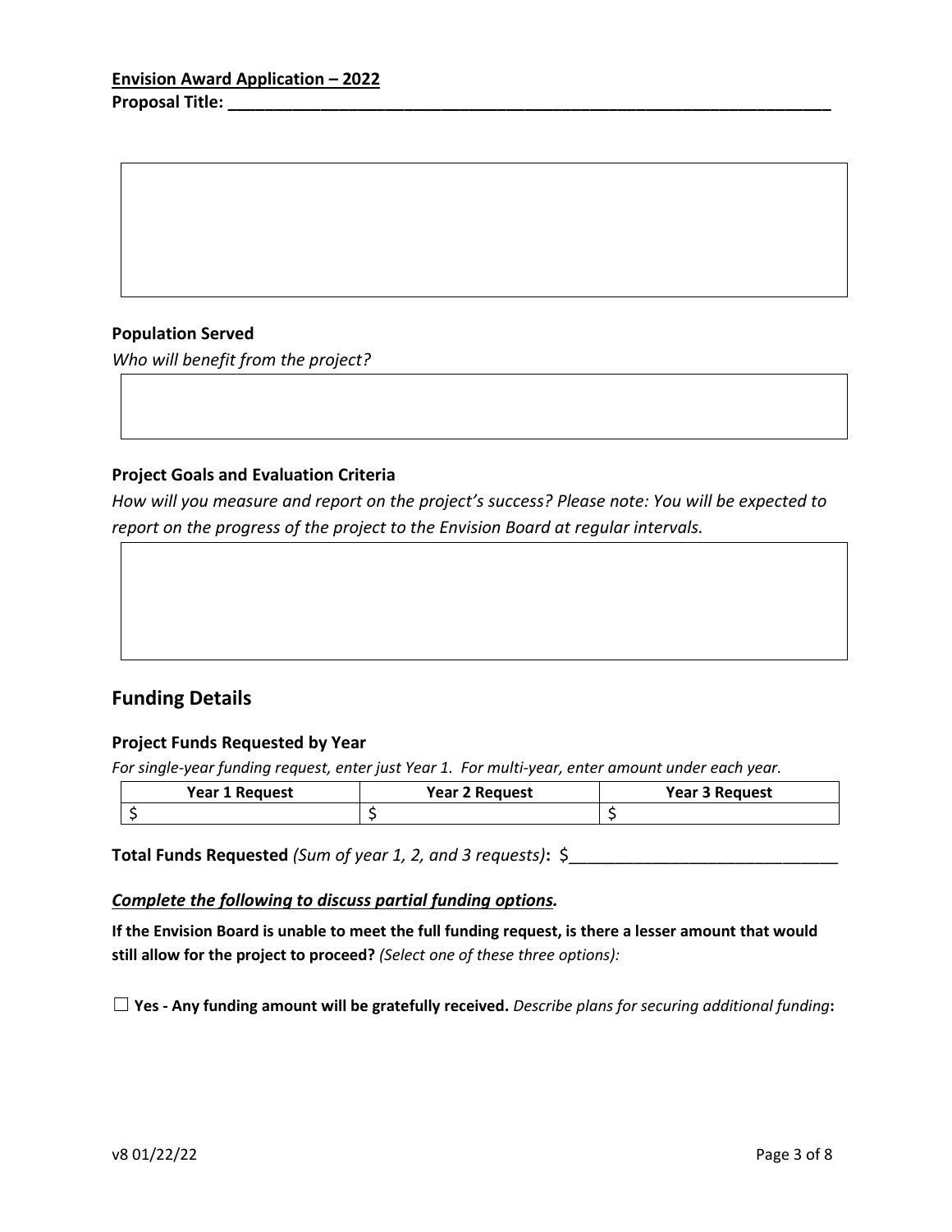**Envision Award Application – 2022**

**Proposal Title: ___________________________________________________________________**

**Population Served**

*Who will benefit from the project?*

**Project Goals and Evaluation Criteria**

*How will you measure and report on the project's success? Please note: You will be expected to report on the progress of the project to the Envision Board at regular intervals.*

## Funding Details

**Project Funds Requested by Year**

*For single-year funding request, enter just Year 1. For multi-year, enter amount under each year.*

| Year 1 Request | Year 2 Request | Year 3 Request |
|---|---|---|
| $ | $ | $ |

**Total Funds Requested** *(Sum of year 1, 2, and 3 requests)***:** $____________________________

***Complete the following to discuss partial funding options.***

**If the Envision Board is unable to meet the full funding request, is there a lesser amount that would still allow for the project to proceed?** *(Select one of these three options):*

☐ **Yes - Any funding amount will be gratefully received.** *Describe plans for securing additional funding***:**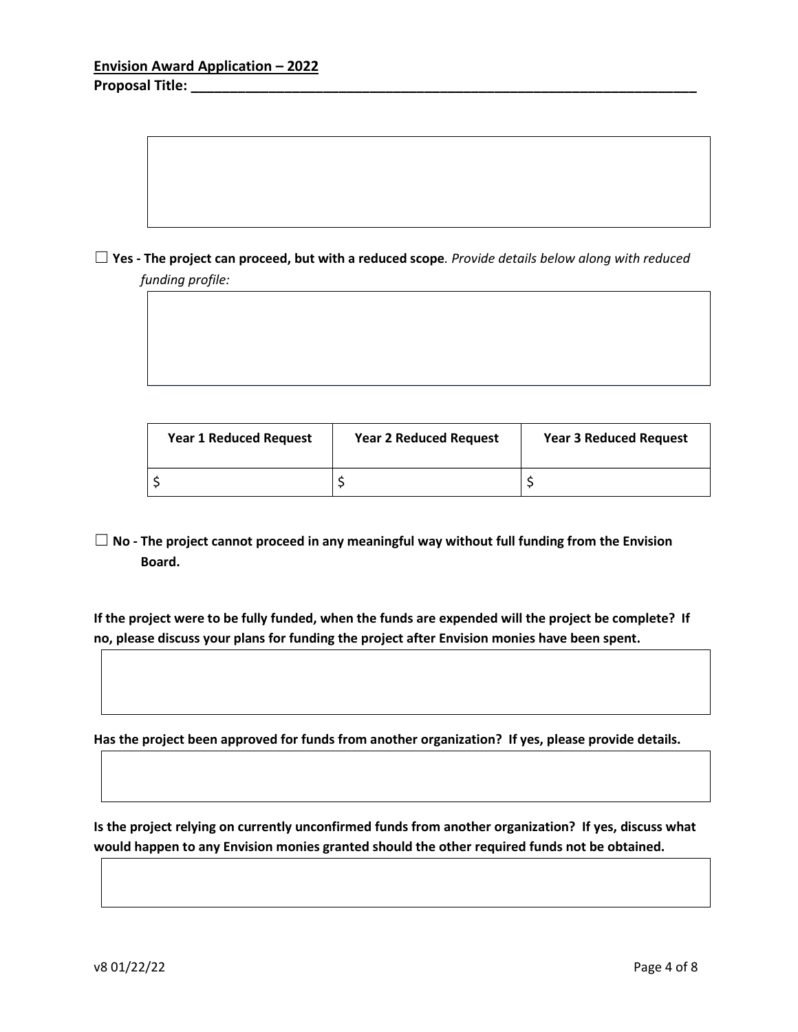**Envision Award Application – 2022**

**Proposal Title: \_\_\_\_\_\_\_\_\_\_\_\_\_\_\_\_\_\_\_\_\_\_\_\_\_\_\_\_\_\_\_\_\_\_\_\_\_\_\_\_\_\_\_\_\_\_\_\_\_\_\_\_\_\_\_\_\_\_\_\_\_\_\_\_**

☐ **Yes - The project can proceed, but with a reduced scope**. *Provide details below along with reduced funding profile:*

| Year 1 Reduced Request | Year 2 Reduced Request | Year 3 Reduced Request |
|---|---|---|
| $ | $ | $ |

☐ **No - The project cannot proceed in any meaningful way without full funding from the Envision Board.**

**If the project were to be fully funded, when the funds are expended will the project be complete? If no, please discuss your plans for funding the project after Envision monies have been spent.**

**Has the project been approved for funds from another organization? If yes, please provide details.**

**Is the project relying on currently unconfirmed funds from another organization? If yes, discuss what would happen to any Envision monies granted should the other required funds not be obtained.**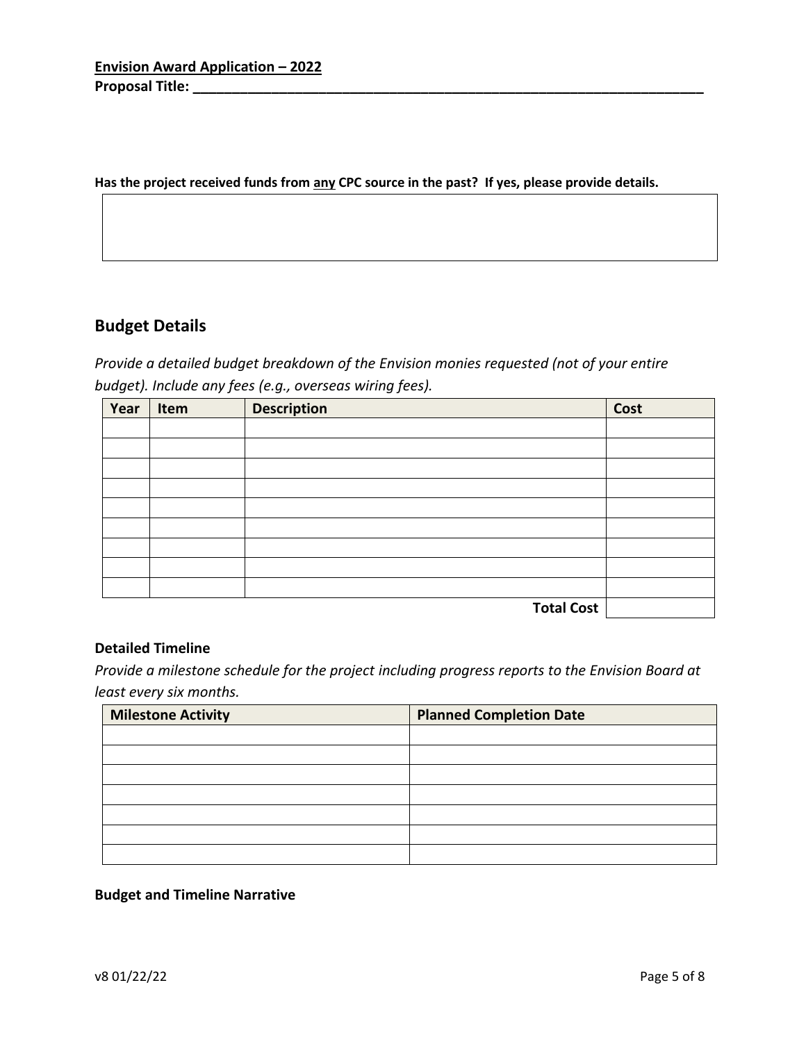**Envision Award Application – 2022**
**Proposal Title: ______________________________________________________________**

**Has the project received funds from any CPC source in the past? If yes, please provide details.**

|  |
|---|
|  |

## Budget Details

*Provide a detailed budget breakdown of the Envision monies requested (not of your entire budget). Include any fees (e.g., overseas wiring fees).*

| Year | Item | Description | Cost |
|---|---|---|---|
|  |  |  |  |
|  |  |  |  |
|  |  |  |  |
|  |  |  |  |
|  |  |  |  |
|  |  |  |  |
|  |  |  |  |
|  |  |  |  |
|  |  |  |  |
|  |  | **Total Cost** |  |

### Detailed Timeline

*Provide a milestone schedule for the project including progress reports to the Envision Board at least every six months.*

| Milestone Activity | Planned Completion Date |
|---|---|
|  |  |
|  |  |
|  |  |
|  |  |
|  |  |
|  |  |
|  |  |

### Budget and Timeline Narrative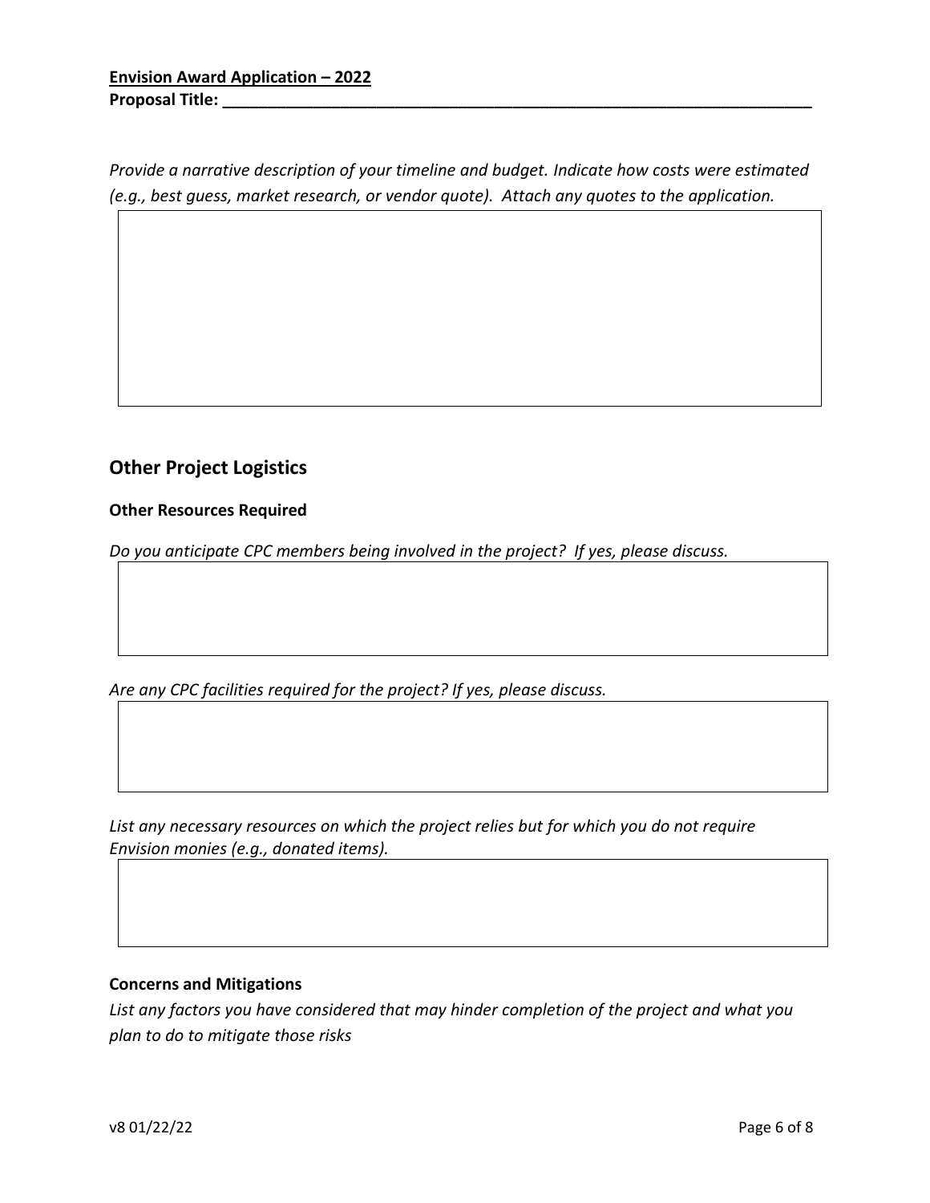**Envision Award Application – 2022**
**Proposal Title: ______________________________________________________________**

*Provide a narrative description of your timeline and budget. Indicate how costs were estimated (e.g., best guess, market research, or vendor quote). Attach any quotes to the application.*

## Other Project Logistics

### Other Resources Required

*Do you anticipate CPC members being involved in the project? If yes, please discuss.*

*Are any CPC facilities required for the project? If yes, please discuss.*

*List any necessary resources on which the project relies but for which you do not require Envision monies (e.g., donated items).*

### Concerns and Mitigations

*List any factors you have considered that may hinder completion of the project and what you plan to do to mitigate those risks*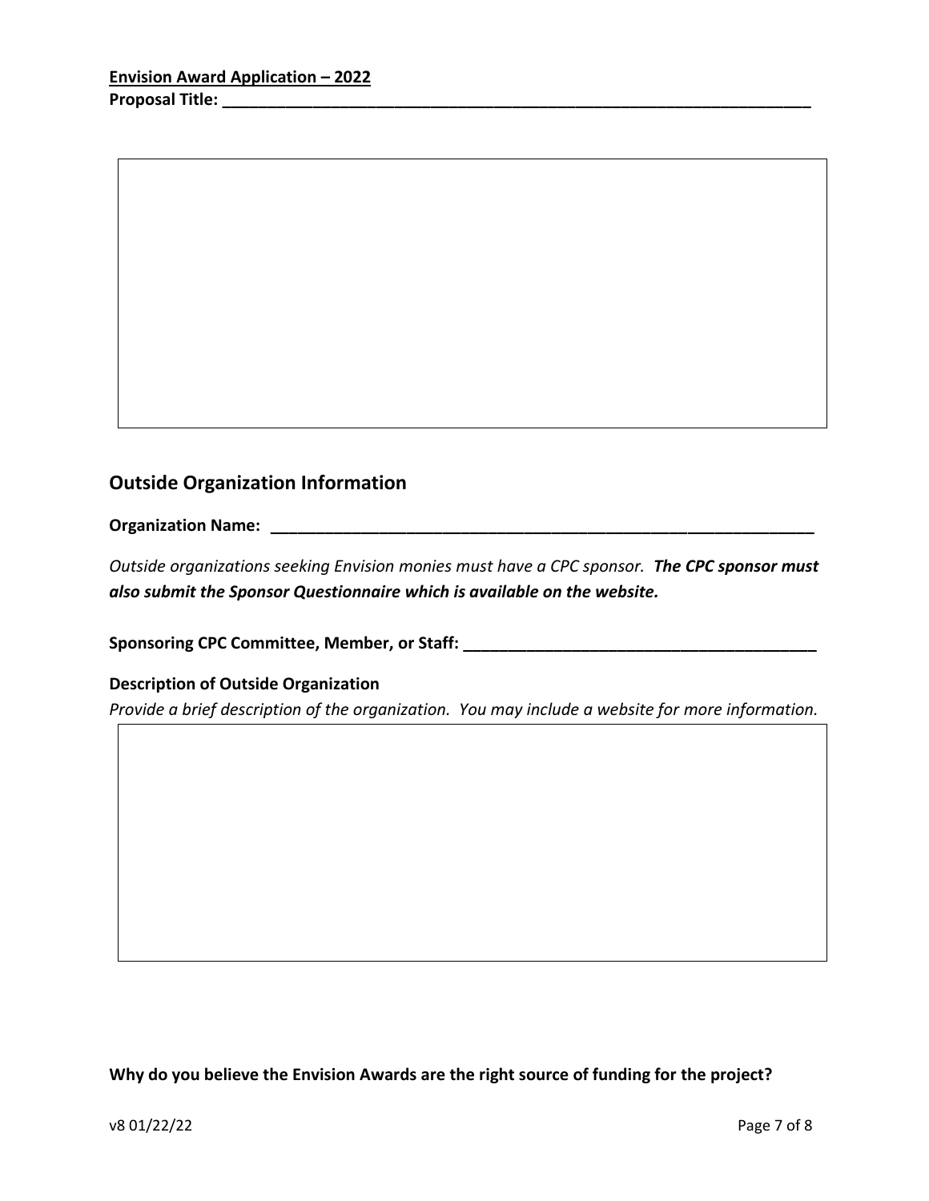## Outside Organization Information

**Organization Name: _______________________________________________________________**

*Outside organizations seeking Envision monies must have a CPC sponsor.* ***The CPC sponsor must also submit the Sponsor Questionnaire which is available on the website.***

**Sponsoring CPC Committee, Member, or Staff: ________________________________________**

**Description of Outside Organization**

*Provide a brief description of the organization. You may include a website for more information.*

**Why do you believe the Envision Awards are the right source of funding for the project?**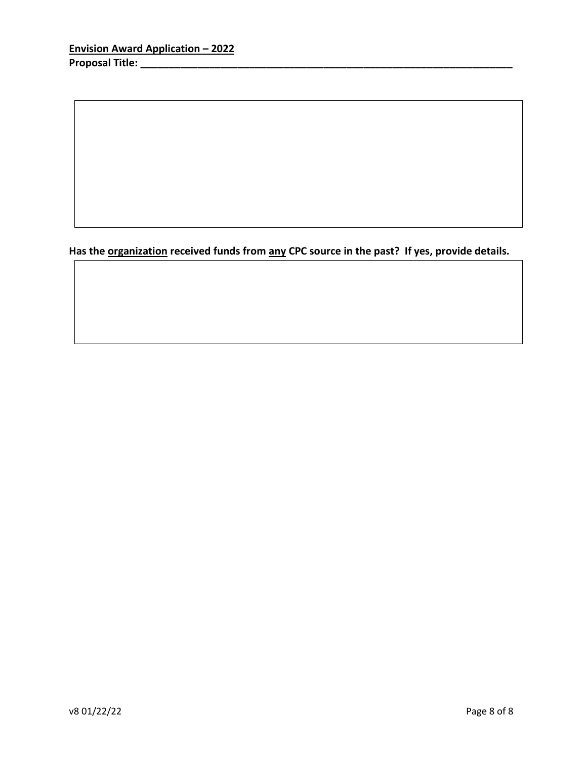**<u>Envision Award Application – 2022</u>**
**Proposal Title: ______________________________________________________________________**

**Has the <u>organization</u> received funds from <u>any</u> CPC source in the past? If yes, provide details.**

v8 01/22/22